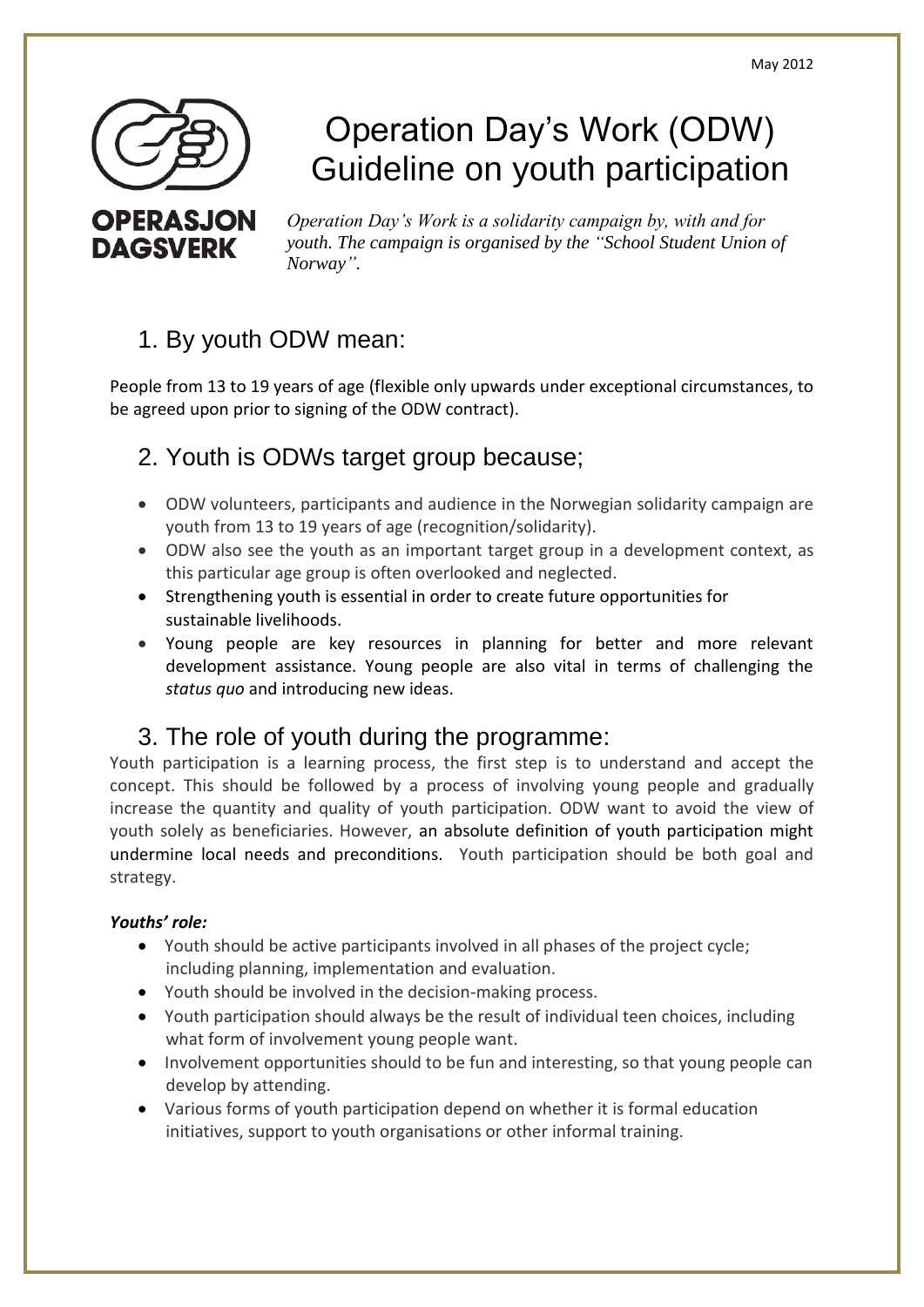May 2012

OPERASJON DAGSVERK

# Operation Day's Work (ODW) Guideline on youth participation

*Operation Day's Work is a solidarity campaign by, with and for youth. The campaign is organised by the "School Student Union of Norway".*

## 1. By youth ODW mean:

People from 13 to 19 years of age (flexible only upwards under exceptional circumstances, to be agreed upon prior to signing of the ODW contract).

## 2. Youth is ODWs target group because;

- ODW volunteers, participants and audience in the Norwegian solidarity campaign are youth from 13 to 19 years of age (recognition/solidarity).
- ODW also see the youth as an important target group in a development context, as this particular age group is often overlooked and neglected.
- Strengthening youth is essential in order to create future opportunities for sustainable livelihoods.
- Young people are key resources in planning for better and more relevant development assistance. Young people are also vital in terms of challenging the *status quo* and introducing new ideas.

## 3. The role of youth during the programme:

Youth participation is a learning process, the first step is to understand and accept the concept. This should be followed by a process of involving young people and gradually increase the quantity and quality of youth participation. ODW want to avoid the view of youth solely as beneficiaries. However, an absolute definition of youth participation might undermine local needs and preconditions. Youth participation should be both goal and strategy.

***Youths' role:***

- Youth should be active participants involved in all phases of the project cycle; including planning, implementation and evaluation.
- Youth should be involved in the decision-making process.
- Youth participation should always be the result of individual teen choices, including what form of involvement young people want.
- Involvement opportunities should to be fun and interesting, so that young people can develop by attending.
- Various forms of youth participation depend on whether it is formal education initiatives, support to youth organisations or other informal training.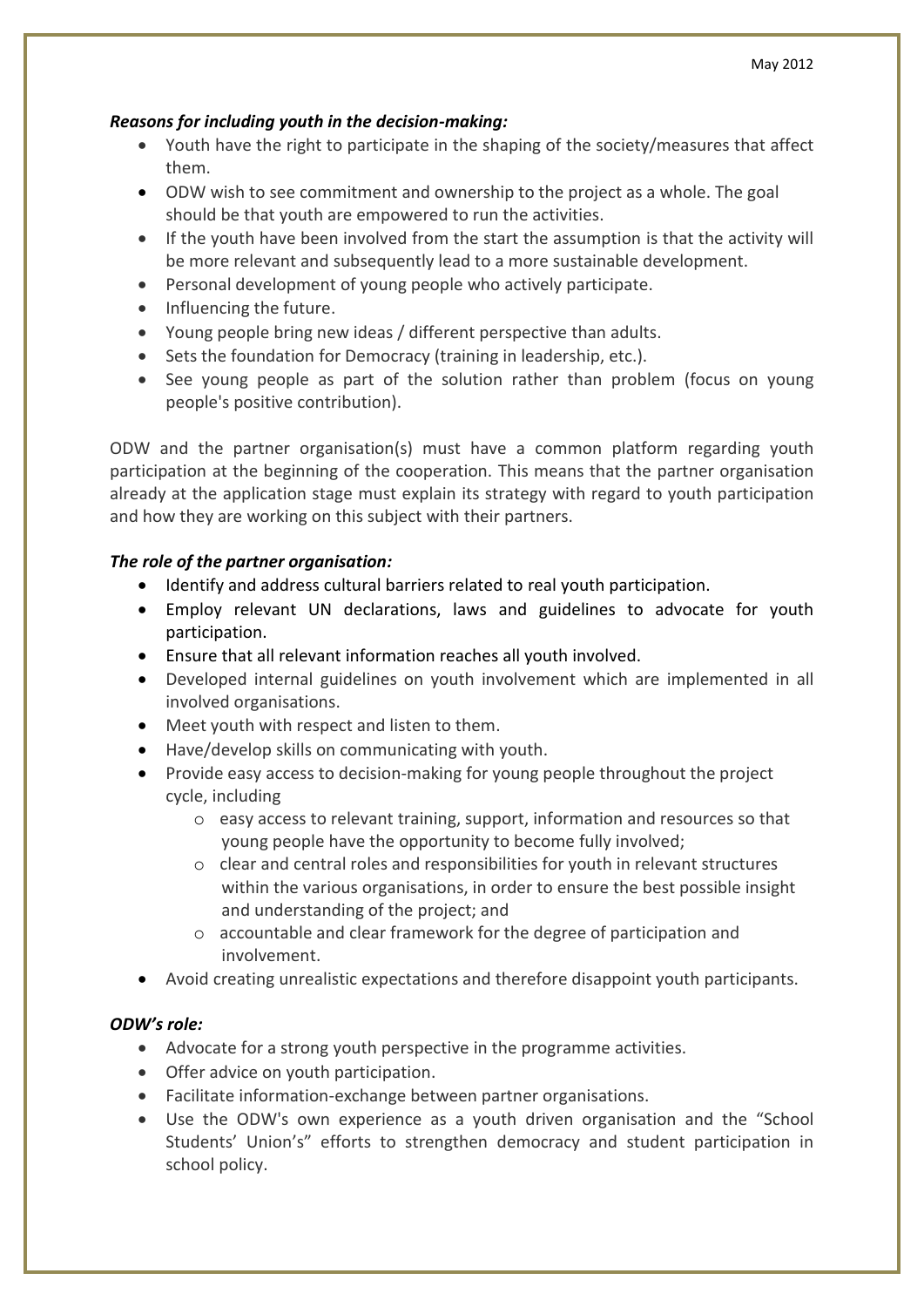***Reasons for including youth in the decision-making:***

- Youth have the right to participate in the shaping of the society/measures that affect them.
- ODW wish to see commitment and ownership to the project as a whole. The goal should be that youth are empowered to run the activities.
- If the youth have been involved from the start the assumption is that the activity will be more relevant and subsequently lead to a more sustainable development.
- Personal development of young people who actively participate.
- Influencing the future.
- Young people bring new ideas / different perspective than adults.
- Sets the foundation for Democracy (training in leadership, etc.).
- See young people as part of the solution rather than problem (focus on young people's positive contribution).

ODW and the partner organisation(s) must have a common platform regarding youth participation at the beginning of the cooperation. This means that the partner organisation already at the application stage must explain its strategy with regard to youth participation and how they are working on this subject with their partners.

***The role of the partner organisation:***

- Identify and address cultural barriers related to real youth participation.
- Employ relevant UN declarations, laws and guidelines to advocate for youth participation.
- Ensure that all relevant information reaches all youth involved.
- Developed internal guidelines on youth involvement which are implemented in all involved organisations.
- Meet youth with respect and listen to them.
- Have/develop skills on communicating with youth.
- Provide easy access to decision-making for young people throughout the project cycle, including
  - easy access to relevant training, support, information and resources so that young people have the opportunity to become fully involved;
  - clear and central roles and responsibilities for youth in relevant structures within the various organisations, in order to ensure the best possible insight and understanding of the project; and
  - accountable and clear framework for the degree of participation and involvement.
- Avoid creating unrealistic expectations and therefore disappoint youth participants.

***ODW's role:***

- Advocate for a strong youth perspective in the programme activities.
- Offer advice on youth participation.
- Facilitate information-exchange between partner organisations.
- Use the ODW's own experience as a youth driven organisation and the "School Students' Union's" efforts to strengthen democracy and student participation in school policy.